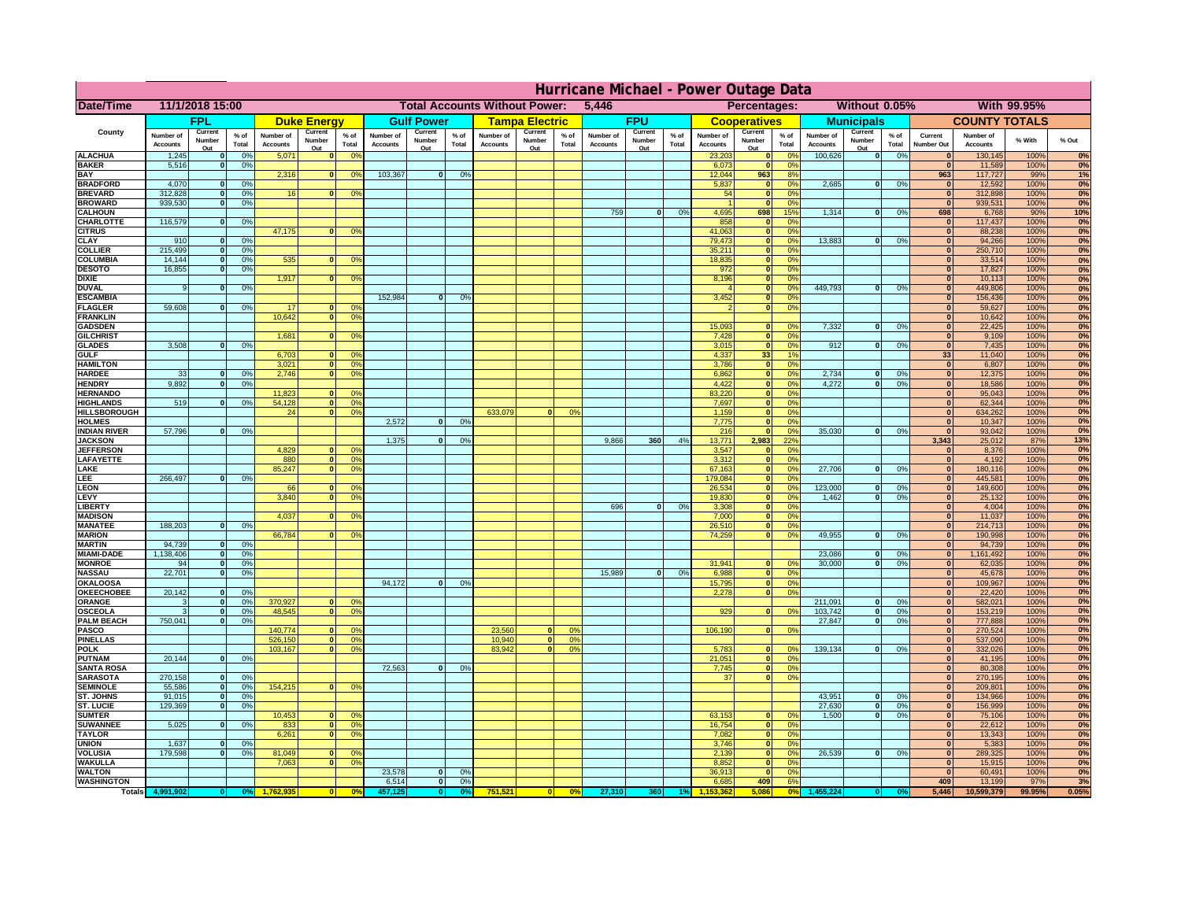# Hurricane Michael - Power Outage Data

| Date/Time | 11/1/2018 15:00 | | | | | Total Accounts Without Power: | | | 5,446 | | | | | | | Percentages: | | | Without 0.05% | | | | With 99.95% | | |
|---|---|---|---|---|---|---|---|---|---|---|---|---|---|---|---|---|---|---|---|---|---|---|---|---|---|
| County | FPL | | | Duke Energy | | | Gulf Power | | | Tampa Electric | | | FPU | | | Cooperatives | | | Municipals | | | COUNTY TOTALS | | | |
| | Number of Accounts | Current Number Out | % of Total | Number of Accounts | Current Number Out | % of Total | Number of Accounts | Current Number Out | % of Total | Number of Accounts | Current Number Out | % of Total | Number of Accounts | Current Number Out | % of Total | Number of Accounts | Current Number Out | % of Total | Number of Accounts | Current Number Out | % of Total | Current Number Out | Number of Accounts | % With | % Out |
| ALACHUA | 1,245 | 0 | 0% | 5,071 | 0 | 0% | | | | | | | | | | 23,203 | 0 | 0% | 100,626 | 0 | 0% | 0 | 130,145 | 100% | 0% |
| BAKER | 5,516 | 0 | 0% | | | | | | | | | | | | | 6,073 | 0 | 0% | | | | 0 | 11,589 | 100% | 0% |
| BAY | | | | 2,316 | 0 | 0% | 103,367 | 0 | 0% | | | | | | | 12,044 | 963 | 8% | | | | 963 | 117,727 | 99% | 1% |
| BRADFORD | 4,070 | 0 | 0% | | | | | | | | | | | | | 5,837 | 0 | 0% | 2,685 | 0 | 0% | 0 | 12,592 | 100% | 0% |
| BREVARD | 312,828 | 0 | 0% | 16 | 0 | 0% | | | | | | | | | | 54 | 0 | 0% | | | | 0 | 312,898 | 100% | 0% |
| BROWARD | 939,530 | 0 | 0% | | | | | | | | | | | | | 1 | 0 | 0% | | | | 0 | 939,531 | 100% | 0% |
| CALHOUN | | | | | | | | | | | | | 759 | 0 | 0% | 4,695 | 698 | 15% | 1,314 | 0 | 0% | 698 | 6,768 | 90% | 10% |
| CHARLOTTE | 116,579 | 0 | 0% | | | | | | | | | | | | | 858 | 0 | 0% | | | | 0 | 117,437 | 100% | 0% |
| CITRUS | | | | 47,175 | 0 | 0% | | | | | | | | | | 41,063 | 0 | 0% | | | | 0 | 88,238 | 100% | 0% |
| CLAY | 910 | 0 | 0% | | | | | | | | | | | | | 79,473 | 0 | 0% | 13,883 | 0 | 0% | 0 | 94,266 | 100% | 0% |
| COLLIER | 215,499 | 0 | 0% | | | | | | | | | | | | | 35,211 | 0 | 0% | | | | 0 | 250,710 | 100% | 0% |
| COLUMBIA | 14,144 | 0 | 0% | 535 | 0 | 0% | | | | | | | | | | 18,835 | 0 | 0% | | | | 0 | 33,514 | 100% | 0% |
| DESOTO | 16,855 | 0 | 0% | | | | | | | | | | | | | 972 | 0 | 0% | | | | 0 | 17,827 | 100% | 0% |
| DIXIE | | | | 1,917 | 0 | 0% | | | | | | | | | | 8,196 | 0 | 0% | | | | 0 | 10,113 | 100% | 0% |
| DUVAL | 9 | 0 | 0% | | | | | | | | | | | | | 4 | 0 | 0% | 449,793 | 0 | 0% | 0 | 449,806 | 100% | 0% |
| ESCAMBIA | | | | | | | 152,984 | 0 | 0% | | | | | | | 3,452 | 0 | 0% | | | | 0 | 156,436 | 100% | 0% |
| FLAGLER | 59,608 | 0 | 0% | 17 | 0 | 0% | | | | | | | | | | 2 | 0 | 0% | | | | 0 | 59,627 | 100% | 0% |
| FRANKLIN | | | | 10,642 | 0 | 0% | | | | | | | | | | | | | | | | 0 | 10,642 | 100% | 0% |
| GADSDEN | | | | | | | | | | | | | | | | 15,093 | 0 | 0% | 7,332 | 0 | 0% | 0 | 22,425 | 100% | 0% |
| GILCHRIST | | | | 1,681 | 0 | 0% | | | | | | | | | | 7,428 | 0 | 0% | | | | 0 | 9,109 | 100% | 0% |
| GLADES | 3,508 | 0 | 0% | | | | | | | | | | | | | 3,015 | 0 | 0% | 912 | 0 | 0% | 0 | 7,435 | 100% | 0% |
| GULF | | | | 6,703 | 0 | 0% | | | | | | | | | | 4,337 | 33 | 1% | | | | 33 | 11,040 | 100% | 0% |
| HAMILTON | | | | 3,021 | 0 | 0% | | | | | | | | | | 3,786 | 0 | 0% | | | | 0 | 6,807 | 100% | 0% |
| HARDEE | 33 | 0 | 0% | 2,746 | 0 | 0% | | | | | | | | | | 6,862 | 0 | 0% | 2,734 | 0 | 0% | 0 | 12,375 | 100% | 0% |
| HENDRY | 9,892 | 0 | 0% | | | | | | | | | | | | | 4,422 | 0 | 0% | 4,272 | 0 | 0% | 0 | 18,586 | 100% | 0% |
| HERNANDO | | | | 11,823 | 0 | 0% | | | | | | | | | | 83,220 | 0 | 0% | | | | 0 | 95,043 | 100% | 0% |
| HIGHLANDS | 519 | 0 | 0% | 54,128 | 0 | 0% | | | | | | | | | | 7,697 | 0 | 0% | | | | 0 | 62,344 | 100% | 0% |
| HILLSBOROUGH | | | | 24 | 0 | 0% | | | | 633,079 | 0 | 0% | | | | 1,159 | 0 | 0% | | | | 0 | 634,262 | 100% | 0% |
| HOLMES | | | | | | | 2,572 | 0 | 0% | | | | | | | 7,775 | 0 | 0% | | | | 0 | 10,347 | 100% | 0% |
| INDIAN RIVER | 57,796 | 0 | 0% | | | | | | | | | | | | | 216 | 0 | 0% | 35,030 | 0 | 0% | 0 | 93,042 | 100% | 0% |
| JACKSON | | | | | | | 1,375 | 0 | 0% | | | | 9,866 | 360 | 4% | 13,771 | 2,983 | 22% | | | | 3,343 | 25,012 | 87% | 13% |
| JEFFERSON | | | | 4,829 | 0 | 0% | | | | | | | | | | 3,547 | 0 | 0% | | | | 0 | 8,376 | 100% | 0% |
| LAFAYETTE | | | | 880 | 0 | 0% | | | | | | | | | | 3,312 | 0 | 0% | | | | 0 | 4,192 | 100% | 0% |
| LAKE | | | | 85,247 | 0 | 0% | | | | | | | | | | 67,163 | 0 | 0% | 27,706 | 0 | 0% | 0 | 180,116 | 100% | 0% |
| LEE | 266,497 | 0 | 0% | | | | | | | | | | | | | 179,084 | 0 | 0% | | | | 0 | 445,581 | 100% | 0% |
| LEON | | | | 66 | 0 | 0% | | | | | | | | | | 26,534 | 0 | 0% | 123,000 | 0 | 0% | 0 | 149,600 | 100% | 0% |
| LEVY | | | | 3,840 | 0 | 0% | | | | | | | | | | 19,830 | 0 | 0% | 1,462 | 0 | 0% | 0 | 25,132 | 100% | 0% |
| LIBERTY | | | | | | | | | | | | | 696 | 0 | 0% | 3,308 | 0 | 0% | | | | 0 | 4,004 | 100% | 0% |
| MADISON | | | | 4,037 | 0 | 0% | | | | | | | | | | 7,000 | 0 | 0% | | | | 0 | 11,037 | 100% | 0% |
| MANATEE | 188,203 | 0 | 0% | | | | | | | | | | | | | 26,510 | 0 | 0% | | | | 0 | 214,713 | 100% | 0% |
| MARION | | | | 66,784 | 0 | 0% | | | | | | | | | | 74,259 | 0 | 0% | 49,955 | 0 | 0% | 0 | 190,998 | 100% | 0% |
| MARTIN | 94,739 | 0 | 0% | | | | | | | | | | | | | | | | | | | 0 | 94,739 | 100% | 0% |
| MIAMI-DADE | 1,138,406 | 0 | 0% | | | | | | | | | | | | | | | | 23,086 | 0 | 0% | 0 | 1,161,492 | 100% | 0% |
| MONROE | 94 | 0 | 0% | | | | | | | | | | | | | 31,941 | 0 | 0% | 30,000 | 0 | 0% | 0 | 62,035 | 100% | 0% |
| NASSAU | 22,701 | 0 | 0% | | | | | | | | | | 15,989 | 0 | 0% | 6,988 | 0 | 0% | | | | 0 | 45,678 | 100% | 0% |
| OKALOOSA | | | | | | | 94,172 | 0 | 0% | | | | | | | 15,795 | 0 | 0% | | | | 0 | 109,967 | 100% | 0% |
| OKEECHOBEE | 20,142 | 0 | 0% | | | | | | | | | | | | | 2,278 | 0 | 0% | | | | 0 | 22,420 | 100% | 0% |
| ORANGE | 3 | 0 | 0% | 370,927 | 0 | 0% | | | | | | | | | | | | | 211,091 | 0 | 0% | 0 | 582,021 | 100% | 0% |
| OSCEOLA | 3 | 0 | 0% | 48,545 | 0 | 0% | | | | | | | | | | 929 | 0 | 0% | 103,742 | 0 | 0% | 0 | 153,219 | 100% | 0% |
| PALM BEACH | 750,041 | 0 | 0% | | | | | | | | | | | | | | | | 27,847 | 0 | 0% | 0 | 777,888 | 100% | 0% |
| PASCO | | | | 140,774 | 0 | 0% | | | | 23,560 | 0 | 0% | | | | 106,190 | 0 | 0% | | | | 0 | 270,524 | 100% | 0% |
| PINELLAS | | | | 526,150 | 0 | 0% | | | | 10,940 | 0 | 0% | | | | | | | | | | 0 | 537,090 | 100% | 0% |
| POLK | | | | 103,167 | 0 | 0% | | | | 83,942 | 0 | 0% | | | | 5,783 | 0 | 0% | 139,134 | 0 | 0% | 0 | 332,026 | 100% | 0% |
| PUTNAM | 20,144 | 0 | 0% | | | | | | | | | | | | | 21,051 | 0 | 0% | | | | 0 | 41,195 | 100% | 0% |
| SANTA ROSA | | | | | | | 72,563 | 0 | 0% | | | | | | | 7,745 | 0 | 0% | | | | 0 | 80,308 | 100% | 0% |
| SARASOTA | 270,158 | 0 | 0% | | | | | | | | | | | | | 37 | 0 | 0% | | | | 0 | 270,195 | 100% | 0% |
| SEMINOLE | 55,586 | 0 | 0% | 154,215 | 0 | 0% | | | | | | | | | | | | | | | | 0 | 209,801 | 100% | 0% |
| ST. JOHNS | 91,015 | 0 | 0% | | | | | | | | | | | | | | | | 43,951 | 0 | 0% | 0 | 134,966 | 100% | 0% |
| ST. LUCIE | 129,369 | 0 | 0% | | | | | | | | | | | | | | | | 27,630 | 0 | 0% | 0 | 156,999 | 100% | 0% |
| SUMTER | | | | 10,453 | 0 | 0% | | | | | | | | | | 63,153 | 0 | 0% | 1,500 | 0 | 0% | 0 | 75,106 | 100% | 0% |
| SUWANNEE | 5,025 | 0 | 0% | 833 | 0 | 0% | | | | | | | | | | 16,754 | 0 | 0% | | | | 0 | 22,612 | 100% | 0% |
| TAYLOR | | | | 6,261 | 0 | 0% | | | | | | | | | | 7,082 | 0 | 0% | | | | 0 | 13,343 | 100% | 0% |
| UNION | 1,637 | 0 | 0% | | | | | | | | | | | | | 3,746 | 0 | 0% | | | | 0 | 5,383 | 100% | 0% |
| VOLUSIA | 179,598 | 0 | 0% | 81,049 | 0 | 0% | | | | | | | | | | 2,139 | 0 | 0% | 26,539 | 0 | 0% | 0 | 289,325 | 100% | 0% |
| WAKULLA | | | | 7,063 | 0 | 0% | | | | | | | | | | 8,852 | 0 | 0% | | | | 0 | 15,915 | 100% | 0% |
| WALTON | | | | | | | 23,578 | 0 | 0% | | | | | | | 36,913 | 0 | 0% | | | | 0 | 60,491 | 100% | 0% |
| WASHINGTON | | | | | | | 6,514 | 0 | 0% | | | | | | | 6,685 | 409 | 6% | | | | 409 | 13,199 | 97% | 3% |
| Totals | 4,991,902 | 0 | 0% | 1,762,935 | 0 | 0% | 457,125 | 0 | 0% | 751,521 | 0 | 0% | 27,310 | 360 | 1% | 1,153,362 | 5,086 | 0% | 1,455,224 | 0 | 0% | 5,446 | 10,599,379 | 99.95% | 0.05% |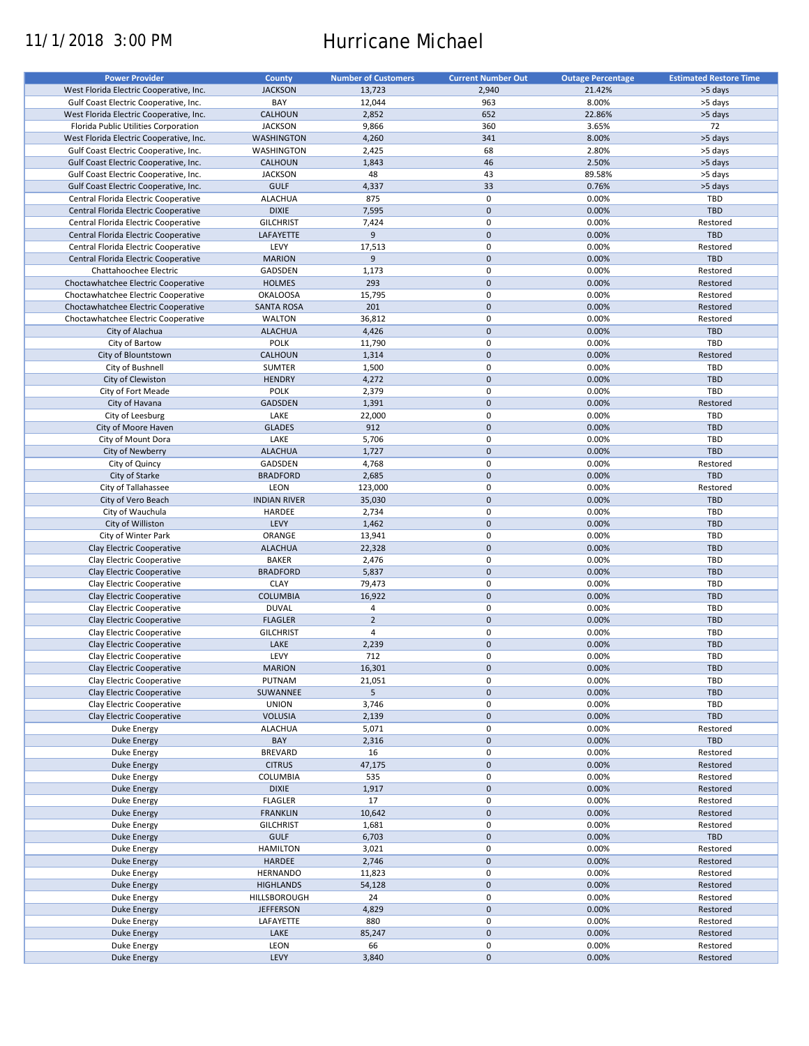11/1/2018 3:00 PM

# Hurricane Michael

| Power Provider | County | Number of Customers | Current Number Out | Outage Percentage | Estimated Restore Time |
|---|---|---|---|---|---|
| West Florida Electric Cooperative, Inc. | JACKSON | 13,723 | 2,940 | 21.42% | >5 days |
| Gulf Coast Electric Cooperative, Inc. | BAY | 12,044 | 963 | 8.00% | >5 days |
| West Florida Electric Cooperative, Inc. | CALHOUN | 2,852 | 652 | 22.86% | >5 days |
| Florida Public Utilities Corporation | JACKSON | 9,866 | 360 | 3.65% | 72 |
| West Florida Electric Cooperative, Inc. | WASHINGTON | 4,260 | 341 | 8.00% | >5 days |
| Gulf Coast Electric Cooperative, Inc. | WASHINGTON | 2,425 | 68 | 2.80% | >5 days |
| Gulf Coast Electric Cooperative, Inc. | CALHOUN | 1,843 | 46 | 2.50% | >5 days |
| Gulf Coast Electric Cooperative, Inc. | JACKSON | 48 | 43 | 89.58% | >5 days |
| Gulf Coast Electric Cooperative, Inc. | GULF | 4,337 | 33 | 0.76% | >5 days |
| Central Florida Electric Cooperative | ALACHUA | 875 | 0 | 0.00% | TBD |
| Central Florida Electric Cooperative | DIXIE | 7,595 | 0 | 0.00% | TBD |
| Central Florida Electric Cooperative | GILCHRIST | 7,424 | 0 | 0.00% | Restored |
| Central Florida Electric Cooperative | LAFAYETTE | 9 | 0 | 0.00% | TBD |
| Central Florida Electric Cooperative | LEVY | 17,513 | 0 | 0.00% | Restored |
| Central Florida Electric Cooperative | MARION | 9 | 0 | 0.00% | TBD |
| Chattahoochee Electric | GADSDEN | 1,173 | 0 | 0.00% | Restored |
| Choctawhatchee Electric Cooperative | HOLMES | 293 | 0 | 0.00% | Restored |
| Choctawhatchee Electric Cooperative | OKALOOSA | 15,795 | 0 | 0.00% | Restored |
| Choctawhatchee Electric Cooperative | SANTA ROSA | 201 | 0 | 0.00% | Restored |
| Choctawhatchee Electric Cooperative | WALTON | 36,812 | 0 | 0.00% | Restored |
| City of Alachua | ALACHUA | 4,426 | 0 | 0.00% | TBD |
| City of Bartow | POLK | 11,790 | 0 | 0.00% | TBD |
| City of Blountstown | CALHOUN | 1,314 | 0 | 0.00% | Restored |
| City of Bushnell | SUMTER | 1,500 | 0 | 0.00% | TBD |
| City of Clewiston | HENDRY | 4,272 | 0 | 0.00% | TBD |
| City of Fort Meade | POLK | 2,379 | 0 | 0.00% | TBD |
| City of Havana | GADSDEN | 1,391 | 0 | 0.00% | Restored |
| City of Leesburg | LAKE | 22,000 | 0 | 0.00% | TBD |
| City of Moore Haven | GLADES | 912 | 0 | 0.00% | TBD |
| City of Mount Dora | LAKE | 5,706 | 0 | 0.00% | TBD |
| City of Newberry | ALACHUA | 1,727 | 0 | 0.00% | TBD |
| City of Quincy | GADSDEN | 4,768 | 0 | 0.00% | Restored |
| City of Starke | BRADFORD | 2,685 | 0 | 0.00% | TBD |
| City of Tallahassee | LEON | 123,000 | 0 | 0.00% | Restored |
| City of Vero Beach | INDIAN RIVER | 35,030 | 0 | 0.00% | TBD |
| City of Wauchula | HARDEE | 2,734 | 0 | 0.00% | TBD |
| City of Williston | LEVY | 1,462 | 0 | 0.00% | TBD |
| City of Winter Park | ORANGE | 13,941 | 0 | 0.00% | TBD |
| Clay Electric Cooperative | ALACHUA | 22,328 | 0 | 0.00% | TBD |
| Clay Electric Cooperative | BAKER | 2,476 | 0 | 0.00% | TBD |
| Clay Electric Cooperative | BRADFORD | 5,837 | 0 | 0.00% | TBD |
| Clay Electric Cooperative | CLAY | 79,473 | 0 | 0.00% | TBD |
| Clay Electric Cooperative | COLUMBIA | 16,922 | 0 | 0.00% | TBD |
| Clay Electric Cooperative | DUVAL | 4 | 0 | 0.00% | TBD |
| Clay Electric Cooperative | FLAGLER | 2 | 0 | 0.00% | TBD |
| Clay Electric Cooperative | GILCHRIST | 4 | 0 | 0.00% | TBD |
| Clay Electric Cooperative | LAKE | 2,239 | 0 | 0.00% | TBD |
| Clay Electric Cooperative | LEVY | 712 | 0 | 0.00% | TBD |
| Clay Electric Cooperative | MARION | 16,301 | 0 | 0.00% | TBD |
| Clay Electric Cooperative | PUTNAM | 21,051 | 0 | 0.00% | TBD |
| Clay Electric Cooperative | SUWANNEE | 5 | 0 | 0.00% | TBD |
| Clay Electric Cooperative | UNION | 3,746 | 0 | 0.00% | TBD |
| Clay Electric Cooperative | VOLUSIA | 2,139 | 0 | 0.00% | TBD |
| Duke Energy | ALACHUA | 5,071 | 0 | 0.00% | Restored |
| Duke Energy | BAY | 2,316 | 0 | 0.00% | TBD |
| Duke Energy | BREVARD | 16 | 0 | 0.00% | Restored |
| Duke Energy | CITRUS | 47,175 | 0 | 0.00% | Restored |
| Duke Energy | COLUMBIA | 535 | 0 | 0.00% | Restored |
| Duke Energy | DIXIE | 1,917 | 0 | 0.00% | Restored |
| Duke Energy | FLAGLER | 17 | 0 | 0.00% | Restored |
| Duke Energy | FRANKLIN | 10,642 | 0 | 0.00% | Restored |
| Duke Energy | GILCHRIST | 1,681 | 0 | 0.00% | Restored |
| Duke Energy | GULF | 6,703 | 0 | 0.00% | TBD |
| Duke Energy | HAMILTON | 3,021 | 0 | 0.00% | Restored |
| Duke Energy | HARDEE | 2,746 | 0 | 0.00% | Restored |
| Duke Energy | HERNANDO | 11,823 | 0 | 0.00% | Restored |
| Duke Energy | HIGHLANDS | 54,128 | 0 | 0.00% | Restored |
| Duke Energy | HILLSBOROUGH | 24 | 0 | 0.00% | Restored |
| Duke Energy | JEFFERSON | 4,829 | 0 | 0.00% | Restored |
| Duke Energy | LAFAYETTE | 880 | 0 | 0.00% | Restored |
| Duke Energy | LAKE | 85,247 | 0 | 0.00% | Restored |
| Duke Energy | LEON | 66 | 0 | 0.00% | Restored |
| Duke Energy | LEVY | 3,840 | 0 | 0.00% | Restored |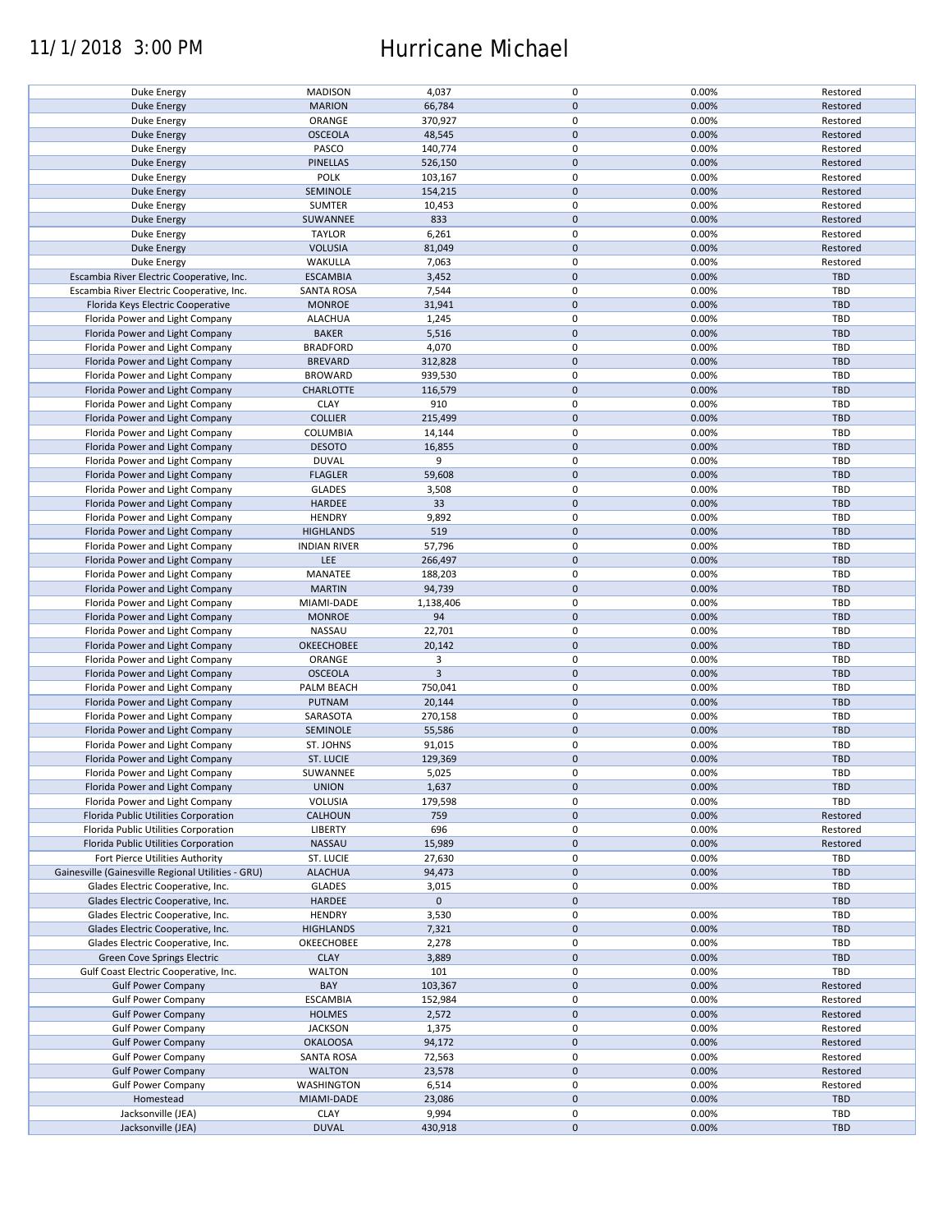11/1/2018 3:00 PM

# Hurricane Michael

| | | | | | |
|---|---|---|---|---|---|
| Duke Energy | MADISON | 4,037 | 0 | 0.00% | Restored |
| Duke Energy | MARION | 66,784 | 0 | 0.00% | Restored |
| Duke Energy | ORANGE | 370,927 | 0 | 0.00% | Restored |
| Duke Energy | OSCEOLA | 48,545 | 0 | 0.00% | Restored |
| Duke Energy | PASCO | 140,774 | 0 | 0.00% | Restored |
| Duke Energy | PINELLAS | 526,150 | 0 | 0.00% | Restored |
| Duke Energy | POLK | 103,167 | 0 | 0.00% | Restored |
| Duke Energy | SEMINOLE | 154,215 | 0 | 0.00% | Restored |
| Duke Energy | SUMTER | 10,453 | 0 | 0.00% | Restored |
| Duke Energy | SUWANNEE | 833 | 0 | 0.00% | Restored |
| Duke Energy | TAYLOR | 6,261 | 0 | 0.00% | Restored |
| Duke Energy | VOLUSIA | 81,049 | 0 | 0.00% | Restored |
| Duke Energy | WAKULLA | 7,063 | 0 | 0.00% | Restored |
| Escambia River Electric Cooperative, Inc. | ESCAMBIA | 3,452 | 0 | 0.00% | TBD |
| Escambia River Electric Cooperative, Inc. | SANTA ROSA | 7,544 | 0 | 0.00% | TBD |
| Florida Keys Electric Cooperative | MONROE | 31,941 | 0 | 0.00% | TBD |
| Florida Power and Light Company | ALACHUA | 1,245 | 0 | 0.00% | TBD |
| Florida Power and Light Company | BAKER | 5,516 | 0 | 0.00% | TBD |
| Florida Power and Light Company | BRADFORD | 4,070 | 0 | 0.00% | TBD |
| Florida Power and Light Company | BREVARD | 312,828 | 0 | 0.00% | TBD |
| Florida Power and Light Company | BROWARD | 939,530 | 0 | 0.00% | TBD |
| Florida Power and Light Company | CHARLOTTE | 116,579 | 0 | 0.00% | TBD |
| Florida Power and Light Company | CLAY | 910 | 0 | 0.00% | TBD |
| Florida Power and Light Company | COLLIER | 215,499 | 0 | 0.00% | TBD |
| Florida Power and Light Company | COLUMBIA | 14,144 | 0 | 0.00% | TBD |
| Florida Power and Light Company | DESOTO | 16,855 | 0 | 0.00% | TBD |
| Florida Power and Light Company | DUVAL | 9 | 0 | 0.00% | TBD |
| Florida Power and Light Company | FLAGLER | 59,608 | 0 | 0.00% | TBD |
| Florida Power and Light Company | GLADES | 3,508 | 0 | 0.00% | TBD |
| Florida Power and Light Company | HARDEE | 33 | 0 | 0.00% | TBD |
| Florida Power and Light Company | HENDRY | 9,892 | 0 | 0.00% | TBD |
| Florida Power and Light Company | HIGHLANDS | 519 | 0 | 0.00% | TBD |
| Florida Power and Light Company | INDIAN RIVER | 57,796 | 0 | 0.00% | TBD |
| Florida Power and Light Company | LEE | 266,497 | 0 | 0.00% | TBD |
| Florida Power and Light Company | MANATEE | 188,203 | 0 | 0.00% | TBD |
| Florida Power and Light Company | MARTIN | 94,739 | 0 | 0.00% | TBD |
| Florida Power and Light Company | MIAMI-DADE | 1,138,406 | 0 | 0.00% | TBD |
| Florida Power and Light Company | MONROE | 94 | 0 | 0.00% | TBD |
| Florida Power and Light Company | NASSAU | 22,701 | 0 | 0.00% | TBD |
| Florida Power and Light Company | OKEECHOBEE | 20,142 | 0 | 0.00% | TBD |
| Florida Power and Light Company | ORANGE | 3 | 0 | 0.00% | TBD |
| Florida Power and Light Company | OSCEOLA | 3 | 0 | 0.00% | TBD |
| Florida Power and Light Company | PALM BEACH | 750,041 | 0 | 0.00% | TBD |
| Florida Power and Light Company | PUTNAM | 20,144 | 0 | 0.00% | TBD |
| Florida Power and Light Company | SARASOTA | 270,158 | 0 | 0.00% | TBD |
| Florida Power and Light Company | SEMINOLE | 55,586 | 0 | 0.00% | TBD |
| Florida Power and Light Company | ST. JOHNS | 91,015 | 0 | 0.00% | TBD |
| Florida Power and Light Company | ST. LUCIE | 129,369 | 0 | 0.00% | TBD |
| Florida Power and Light Company | SUWANNEE | 5,025 | 0 | 0.00% | TBD |
| Florida Power and Light Company | UNION | 1,637 | 0 | 0.00% | TBD |
| Florida Power and Light Company | VOLUSIA | 179,598 | 0 | 0.00% | TBD |
| Florida Public Utilities Corporation | CALHOUN | 759 | 0 | 0.00% | Restored |
| Florida Public Utilities Corporation | LIBERTY | 696 | 0 | 0.00% | Restored |
| Florida Public Utilities Corporation | NASSAU | 15,989 | 0 | 0.00% | Restored |
| Fort Pierce Utilities Authority | ST. LUCIE | 27,630 | 0 | 0.00% | TBD |
| Gainesville (Gainesville Regional Utilities - GRU) | ALACHUA | 94,473 | 0 | 0.00% | TBD |
| Glades Electric Cooperative, Inc. | GLADES | 3,015 | 0 | 0.00% | TBD |
| Glades Electric Cooperative, Inc. | HARDEE | 0 | 0 | | TBD |
| Glades Electric Cooperative, Inc. | HENDRY | 3,530 | 0 | 0.00% | TBD |
| Glades Electric Cooperative, Inc. | HIGHLANDS | 7,321 | 0 | 0.00% | TBD |
| Glades Electric Cooperative, Inc. | OKEECHOBEE | 2,278 | 0 | 0.00% | TBD |
| Green Cove Springs Electric | CLAY | 3,889 | 0 | 0.00% | TBD |
| Gulf Coast Electric Cooperative, Inc. | WALTON | 101 | 0 | 0.00% | TBD |
| Gulf Power Company | BAY | 103,367 | 0 | 0.00% | Restored |
| Gulf Power Company | ESCAMBIA | 152,984 | 0 | 0.00% | Restored |
| Gulf Power Company | HOLMES | 2,572 | 0 | 0.00% | Restored |
| Gulf Power Company | JACKSON | 1,375 | 0 | 0.00% | Restored |
| Gulf Power Company | OKALOOSA | 94,172 | 0 | 0.00% | Restored |
| Gulf Power Company | SANTA ROSA | 72,563 | 0 | 0.00% | Restored |
| Gulf Power Company | WALTON | 23,578 | 0 | 0.00% | Restored |
| Gulf Power Company | WASHINGTON | 6,514 | 0 | 0.00% | Restored |
| Homestead | MIAMI-DADE | 23,086 | 0 | 0.00% | TBD |
| Jacksonville (JEA) | CLAY | 9,994 | 0 | 0.00% | TBD |
| Jacksonville (JEA) | DUVAL | 430,918 | 0 | 0.00% | TBD |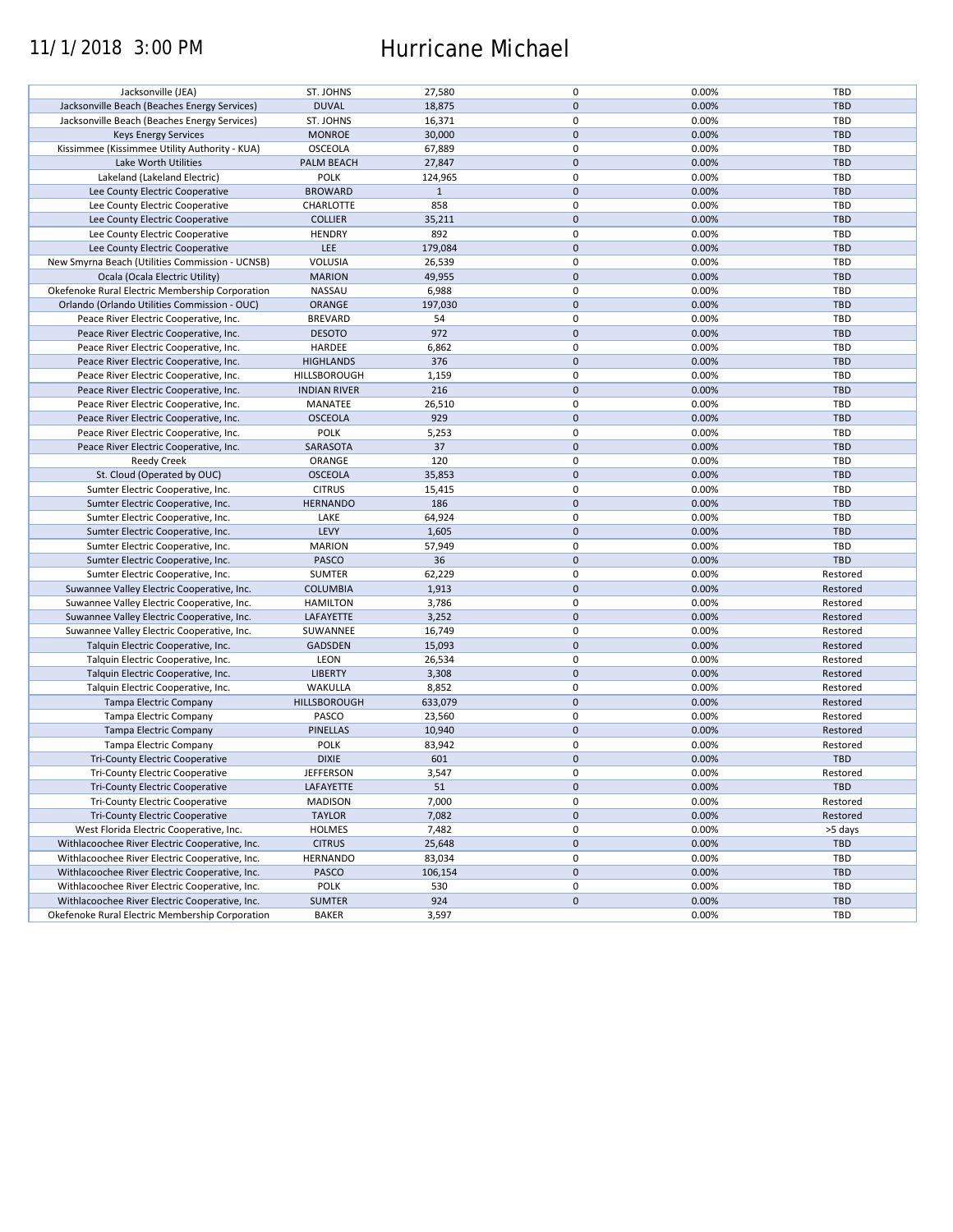11/1/2018 3:00 PM

# Hurricane Michael

| | | | | | |
|---|---|---|---|---|---|
| Jacksonville (JEA) | ST. JOHNS | 27,580 | 0 | 0.00% | TBD |
| Jacksonville Beach (Beaches Energy Services) | DUVAL | 18,875 | 0 | 0.00% | TBD |
| Jacksonville Beach (Beaches Energy Services) | ST. JOHNS | 16,371 | 0 | 0.00% | TBD |
| Keys Energy Services | MONROE | 30,000 | 0 | 0.00% | TBD |
| Kissimmee (Kissimmee Utility Authority - KUA) | OSCEOLA | 67,889 | 0 | 0.00% | TBD |
| Lake Worth Utilities | PALM BEACH | 27,847 | 0 | 0.00% | TBD |
| Lakeland (Lakeland Electric) | POLK | 124,965 | 0 | 0.00% | TBD |
| Lee County Electric Cooperative | BROWARD | 1 | 0 | 0.00% | TBD |
| Lee County Electric Cooperative | CHARLOTTE | 858 | 0 | 0.00% | TBD |
| Lee County Electric Cooperative | COLLIER | 35,211 | 0 | 0.00% | TBD |
| Lee County Electric Cooperative | HENDRY | 892 | 0 | 0.00% | TBD |
| Lee County Electric Cooperative | LEE | 179,084 | 0 | 0.00% | TBD |
| New Smyrna Beach (Utilities Commission - UCNSB) | VOLUSIA | 26,539 | 0 | 0.00% | TBD |
| Ocala (Ocala Electric Utility) | MARION | 49,955 | 0 | 0.00% | TBD |
| Okefenoke Rural Electric Membership Corporation | NASSAU | 6,988 | 0 | 0.00% | TBD |
| Orlando (Orlando Utilities Commission - OUC) | ORANGE | 197,030 | 0 | 0.00% | TBD |
| Peace River Electric Cooperative, Inc. | BREVARD | 54 | 0 | 0.00% | TBD |
| Peace River Electric Cooperative, Inc. | DESOTO | 972 | 0 | 0.00% | TBD |
| Peace River Electric Cooperative, Inc. | HARDEE | 6,862 | 0 | 0.00% | TBD |
| Peace River Electric Cooperative, Inc. | HIGHLANDS | 376 | 0 | 0.00% | TBD |
| Peace River Electric Cooperative, Inc. | HILLSBOROUGH | 1,159 | 0 | 0.00% | TBD |
| Peace River Electric Cooperative, Inc. | INDIAN RIVER | 216 | 0 | 0.00% | TBD |
| Peace River Electric Cooperative, Inc. | MANATEE | 26,510 | 0 | 0.00% | TBD |
| Peace River Electric Cooperative, Inc. | OSCEOLA | 929 | 0 | 0.00% | TBD |
| Peace River Electric Cooperative, Inc. | POLK | 5,253 | 0 | 0.00% | TBD |
| Peace River Electric Cooperative, Inc. | SARASOTA | 37 | 0 | 0.00% | TBD |
| Reedy Creek | ORANGE | 120 | 0 | 0.00% | TBD |
| St. Cloud (Operated by OUC) | OSCEOLA | 35,853 | 0 | 0.00% | TBD |
| Sumter Electric Cooperative, Inc. | CITRUS | 15,415 | 0 | 0.00% | TBD |
| Sumter Electric Cooperative, Inc. | HERNANDO | 186 | 0 | 0.00% | TBD |
| Sumter Electric Cooperative, Inc. | LAKE | 64,924 | 0 | 0.00% | TBD |
| Sumter Electric Cooperative, Inc. | LEVY | 1,605 | 0 | 0.00% | TBD |
| Sumter Electric Cooperative, Inc. | MARION | 57,949 | 0 | 0.00% | TBD |
| Sumter Electric Cooperative, Inc. | PASCO | 36 | 0 | 0.00% | TBD |
| Sumter Electric Cooperative, Inc. | SUMTER | 62,229 | 0 | 0.00% | Restored |
| Suwannee Valley Electric Cooperative, Inc. | COLUMBIA | 1,913 | 0 | 0.00% | Restored |
| Suwannee Valley Electric Cooperative, Inc. | HAMILTON | 3,786 | 0 | 0.00% | Restored |
| Suwannee Valley Electric Cooperative, Inc. | LAFAYETTE | 3,252 | 0 | 0.00% | Restored |
| Suwannee Valley Electric Cooperative, Inc. | SUWANNEE | 16,749 | 0 | 0.00% | Restored |
| Talquin Electric Cooperative, Inc. | GADSDEN | 15,093 | 0 | 0.00% | Restored |
| Talquin Electric Cooperative, Inc. | LEON | 26,534 | 0 | 0.00% | Restored |
| Talquin Electric Cooperative, Inc. | LIBERTY | 3,308 | 0 | 0.00% | Restored |
| Talquin Electric Cooperative, Inc. | WAKULLA | 8,852 | 0 | 0.00% | Restored |
| Tampa Electric Company | HILLSBOROUGH | 633,079 | 0 | 0.00% | Restored |
| Tampa Electric Company | PASCO | 23,560 | 0 | 0.00% | Restored |
| Tampa Electric Company | PINELLAS | 10,940 | 0 | 0.00% | Restored |
| Tampa Electric Company | POLK | 83,942 | 0 | 0.00% | Restored |
| Tri-County Electric Cooperative | DIXIE | 601 | 0 | 0.00% | TBD |
| Tri-County Electric Cooperative | JEFFERSON | 3,547 | 0 | 0.00% | Restored |
| Tri-County Electric Cooperative | LAFAYETTE | 51 | 0 | 0.00% | TBD |
| Tri-County Electric Cooperative | MADISON | 7,000 | 0 | 0.00% | Restored |
| Tri-County Electric Cooperative | TAYLOR | 7,082 | 0 | 0.00% | Restored |
| West Florida Electric Cooperative, Inc. | HOLMES | 7,482 | 0 | 0.00% | >5 days |
| Withlacoochee River Electric Cooperative, Inc. | CITRUS | 25,648 | 0 | 0.00% | TBD |
| Withlacoochee River Electric Cooperative, Inc. | HERNANDO | 83,034 | 0 | 0.00% | TBD |
| Withlacoochee River Electric Cooperative, Inc. | PASCO | 106,154 | 0 | 0.00% | TBD |
| Withlacoochee River Electric Cooperative, Inc. | POLK | 530 | 0 | 0.00% | TBD |
| Withlacoochee River Electric Cooperative, Inc. | SUMTER | 924 | 0 | 0.00% | TBD |
| Okefenoke Rural Electric Membership Corporation | BAKER | 3,597 | | 0.00% | TBD |